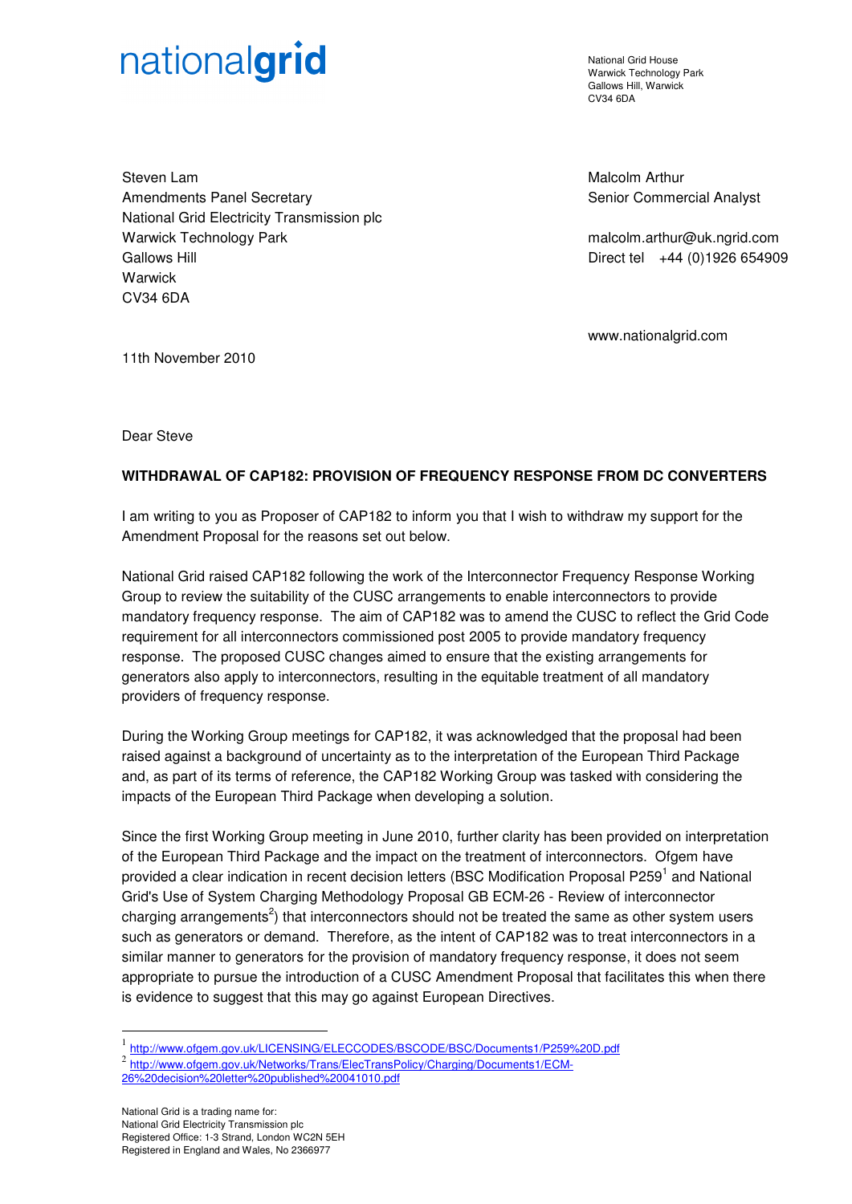nationalgrid

National Grid House
Warwick Technology Park
Gallows Hill, Warwick
CV34 6DA

Steven Lam
Amendments Panel Secretary
National Grid Electricity Transmission plc
Warwick Technology Park
Gallows Hill
Warwick
CV34 6DA

Malcolm Arthur
Senior Commercial Analyst

malcolm.arthur@uk.ngrid.com
Direct tel +44 (0)1926 654909

www.nationalgrid.com

11th November 2010

Dear Steve

**WITHDRAWAL OF CAP182: PROVISION OF FREQUENCY RESPONSE FROM DC CONVERTERS**

I am writing to you as Proposer of CAP182 to inform you that I wish to withdraw my support for the Amendment Proposal for the reasons set out below.

National Grid raised CAP182 following the work of the Interconnector Frequency Response Working Group to review the suitability of the CUSC arrangements to enable interconnectors to provide mandatory frequency response. The aim of CAP182 was to amend the CUSC to reflect the Grid Code requirement for all interconnectors commissioned post 2005 to provide mandatory frequency response. The proposed CUSC changes aimed to ensure that the existing arrangements for generators also apply to interconnectors, resulting in the equitable treatment of all mandatory providers of frequency response.

During the Working Group meetings for CAP182, it was acknowledged that the proposal had been raised against a background of uncertainty as to the interpretation of the European Third Package and, as part of its terms of reference, the CAP182 Working Group was tasked with considering the impacts of the European Third Package when developing a solution.

Since the first Working Group meeting in June 2010, further clarity has been provided on interpretation of the European Third Package and the impact on the treatment of interconnectors. Ofgem have provided a clear indication in recent decision letters (BSC Modification Proposal P259[1] and National Grid's Use of System Charging Methodology Proposal GB ECM-26 - Review of interconnector charging arrangements[2]) that interconnectors should not be treated the same as other system users such as generators or demand. Therefore, as the intent of CAP182 was to treat interconnectors in a similar manner to generators for the provision of mandatory frequency response, it does not seem appropriate to pursue the introduction of a CUSC Amendment Proposal that facilitates this when there is evidence to suggest that this may go against European Directives.

---

[1] http://www.ofgem.gov.uk/LICENSING/ELECCODES/BSCODE/BSC/Documents1/P259%20D.pdf

[2] http://www.ofgem.gov.uk/Networks/Trans/ElecTransPolicy/Charging/Documents1/ECM-26%20decision%20letter%20published%20041010.pdf

National Grid is a trading name for:
National Grid Electricity Transmission plc
Registered Office: 1-3 Strand, London WC2N 5EH
Registered in England and Wales, No 2366977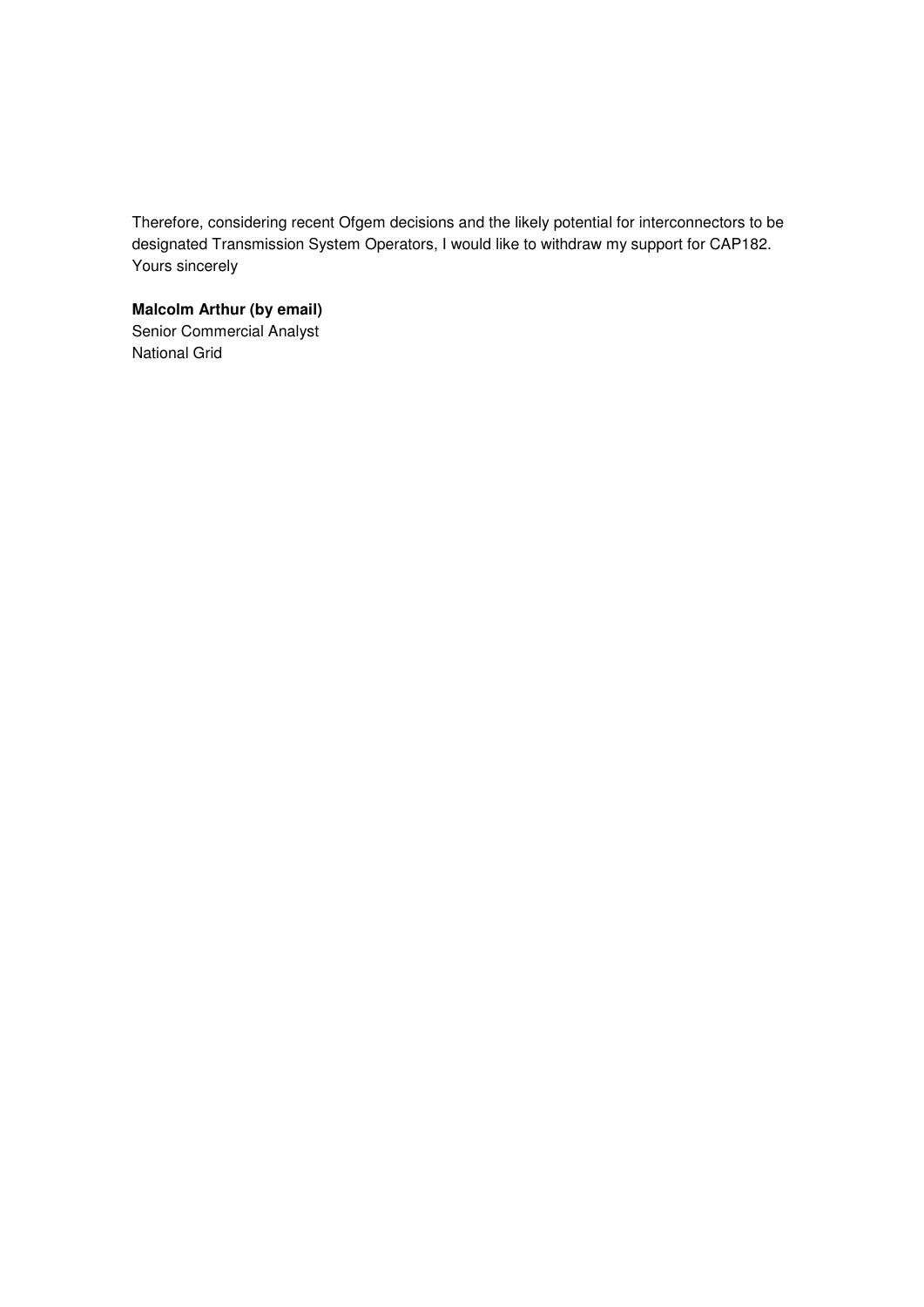Therefore, considering recent Ofgem decisions and the likely potential for interconnectors to be designated Transmission System Operators, I would like to withdraw my support for CAP182.
Yours sincerely

**Malcolm Arthur (by email)**
Senior Commercial Analyst
National Grid